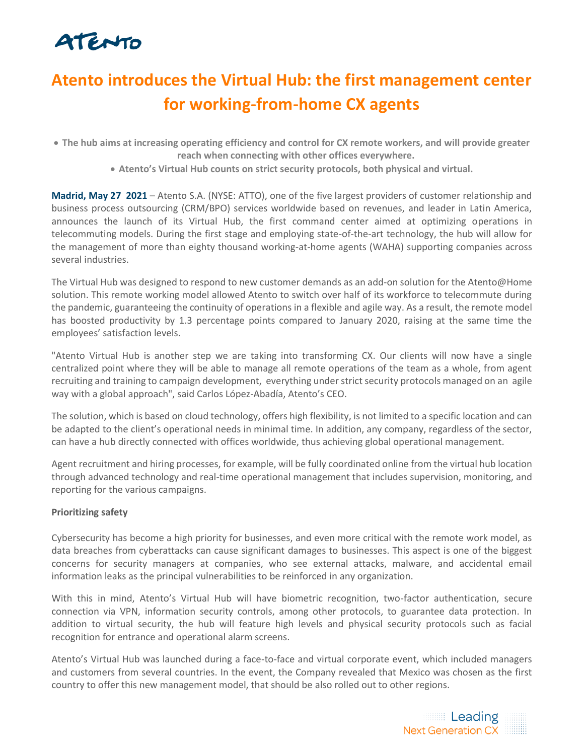# Atento introduces the Virtual Hub: the first management center for working-from-home CX agents

- **The hub aims at increasing operating efficiency and control for CX remote workers, and will provide greater reach when connecting with other offices everywhere.**
- **Atento's Virtual Hub counts on strict security protocols, both physical and virtual.**

**Madrid, May 27 2021** – Atento S.A. (NYSE: ATTO), one of the five largest providers of customer relationship and business process outsourcing (CRM/BPO) services worldwide based on revenues, and leader in Latin America, announces the launch of its Virtual Hub, the first command center aimed at optimizing operations in telecommuting models. During the first stage and employing state-of-the-art technology, the hub will allow for the management of more than eighty thousand working-at-home agents (WAHA) supporting companies across several industries.

The Virtual Hub was designed to respond to new customer demands as an add-on solution for the Atento@Home solution. This remote working model allowed Atento to switch over half of its workforce to telecommute during the pandemic, guaranteeing the continuity of operations in a flexible and agile way. As a result, the remote model has boosted productivity by 1.3 percentage points compared to January 2020, raising at the same time the employees' satisfaction levels.

"Atento Virtual Hub is another step we are taking into transforming CX. Our clients will now have a single centralized point where they will be able to manage all remote operations of the team as a whole, from agent recruiting and training to campaign development, everything under strict security protocols managed on an agile way with a global approach", said Carlos López-Abadía, Atento's CEO.

The solution, which is based on cloud technology, offers high flexibility, is not limited to a specific location and can be adapted to the client's operational needs in minimal time. In addition, any company, regardless of the sector, can have a hub directly connected with offices worldwide, thus achieving global operational management.

Agent recruitment and hiring processes, for example, will be fully coordinated online from the virtual hub location through advanced technology and real-time operational management that includes supervision, monitoring, and reporting for the various campaigns.

**Prioritizing safety**

Cybersecurity has become a high priority for businesses, and even more critical with the remote work model, as data breaches from cyberattacks can cause significant damages to businesses. This aspect is one of the biggest concerns for security managers at companies, who see external attacks, malware, and accidental email information leaks as the principal vulnerabilities to be reinforced in any organization.

With this in mind, Atento's Virtual Hub will have biometric recognition, two-factor authentication, secure connection via VPN, information security controls, among other protocols, to guarantee data protection. In addition to virtual security, the hub will feature high levels and physical security protocols such as facial recognition for entrance and operational alarm screens.

Atento's Virtual Hub was launched during a face-to-face and virtual corporate event, which included managers and customers from several countries. In the event, the Company revealed that Mexico was chosen as the first country to offer this new management model, that should be also rolled out to other regions.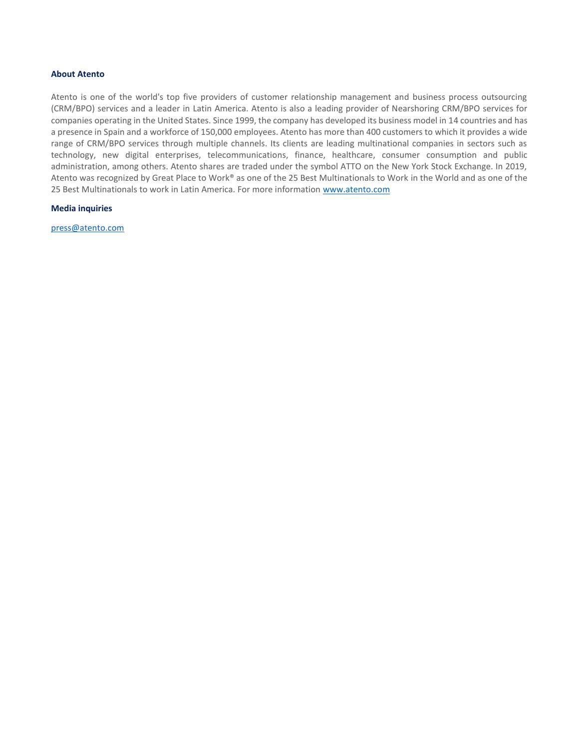**About Atento**

Atento is one of the world's top five providers of customer relationship management and business process outsourcing (CRM/BPO) services and a leader in Latin America. Atento is also a leading provider of Nearshoring CRM/BPO services for companies operating in the United States. Since 1999, the company has developed its business model in 14 countries and has a presence in Spain and a workforce of 150,000 employees. Atento has more than 400 customers to which it provides a wide range of CRM/BPO services through multiple channels. Its clients are leading multinational companies in sectors such as technology, new digital enterprises, telecommunications, finance, healthcare, consumer consumption and public administration, among others. Atento shares are traded under the symbol ATTO on the New York Stock Exchange. In 2019, Atento was recognized by Great Place to Work® as one of the 25 Best Multinationals to Work in the World and as one of the 25 Best Multinationals to work in Latin America. For more information [www.atento.com](http://www.atento.com)

**Media inquiries**

[press@atento.com](mailto:press@atento.com)